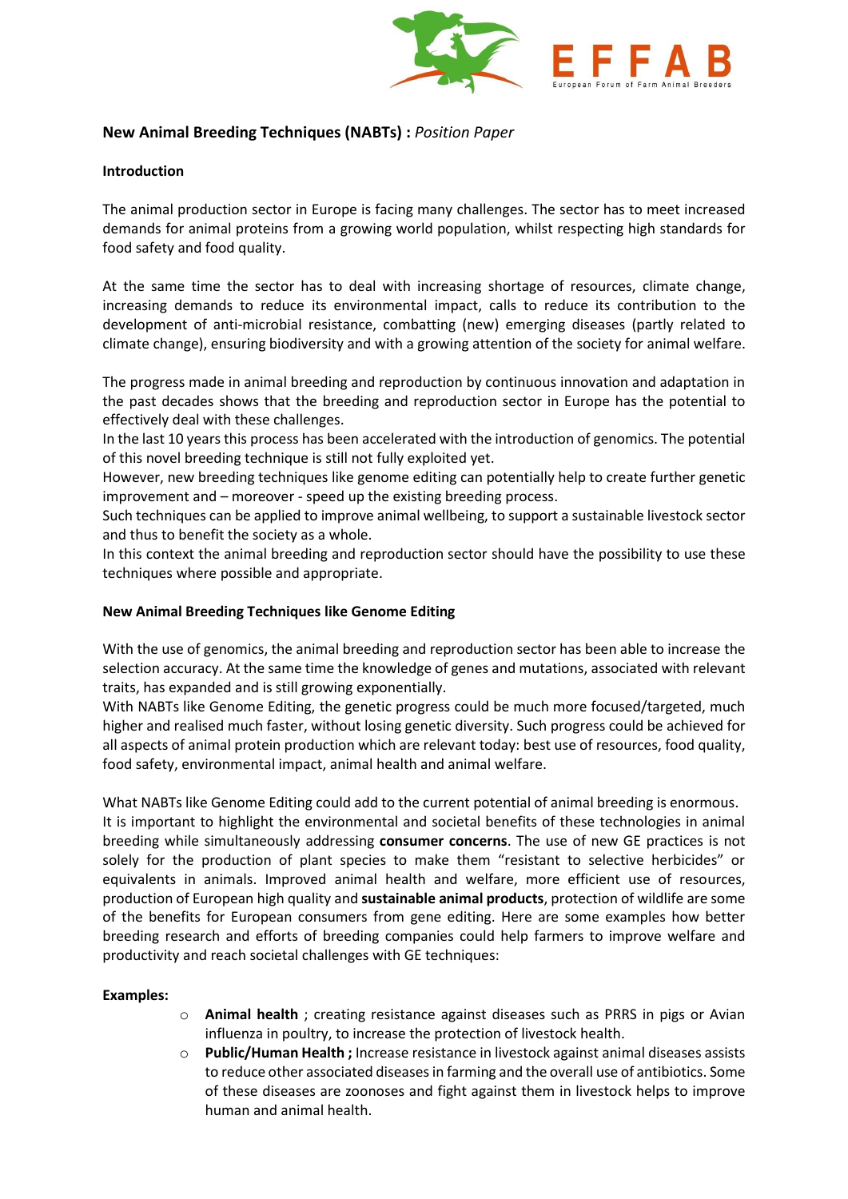EFFAB
European Forum of Farm Animal Breeders

## New Animal Breeding Techniques (NABTs) : *Position Paper*

### Introduction

The animal production sector in Europe is facing many challenges. The sector has to meet increased demands for animal proteins from a growing world population, whilst respecting high standards for food safety and food quality.

At the same time the sector has to deal with increasing shortage of resources, climate change, increasing demands to reduce its environmental impact, calls to reduce its contribution to the development of anti-microbial resistance, combatting (new) emerging diseases (partly related to climate change), ensuring biodiversity and with a growing attention of the society for animal welfare.

The progress made in animal breeding and reproduction by continuous innovation and adaptation in the past decades shows that the breeding and reproduction sector in Europe has the potential to effectively deal with these challenges.
In the last 10 years this process has been accelerated with the introduction of genomics. The potential of this novel breeding technique is still not fully exploited yet.
However, new breeding techniques like genome editing can potentially help to create further genetic improvement and – moreover - speed up the existing breeding process.
Such techniques can be applied to improve animal wellbeing, to support a sustainable livestock sector and thus to benefit the society as a whole.
In this context the animal breeding and reproduction sector should have the possibility to use these techniques where possible and appropriate.

### New Animal Breeding Techniques like Genome Editing

With the use of genomics, the animal breeding and reproduction sector has been able to increase the selection accuracy. At the same time the knowledge of genes and mutations, associated with relevant traits, has expanded and is still growing exponentially.
With NABTs like Genome Editing, the genetic progress could be much more focused/targeted, much higher and realised much faster, without losing genetic diversity. Such progress could be achieved for all aspects of animal protein production which are relevant today: best use of resources, food quality, food safety, environmental impact, animal health and animal welfare.

What NABTs like Genome Editing could add to the current potential of animal breeding is enormous.
It is important to highlight the environmental and societal benefits of these technologies in animal breeding while simultaneously addressing **consumer concerns**. The use of new GE practices is not solely for the production of plant species to make them "resistant to selective herbicides" or equivalents in animals. Improved animal health and welfare, more efficient use of resources, production of European high quality and **sustainable animal products**, protection of wildlife are some of the benefits for European consumers from gene editing. Here are some examples how better breeding research and efforts of breeding companies could help farmers to improve welfare and productivity and reach societal challenges with GE techniques:

**Examples:**

- **Animal health** ; creating resistance against diseases such as PRRS in pigs or Avian influenza in poultry, to increase the protection of livestock health.
- **Public/Human Health ;** Increase resistance in livestock against animal diseases assists to reduce other associated diseases in farming and the overall use of antibiotics. Some of these diseases are zoonoses and fight against them in livestock helps to improve human and animal health.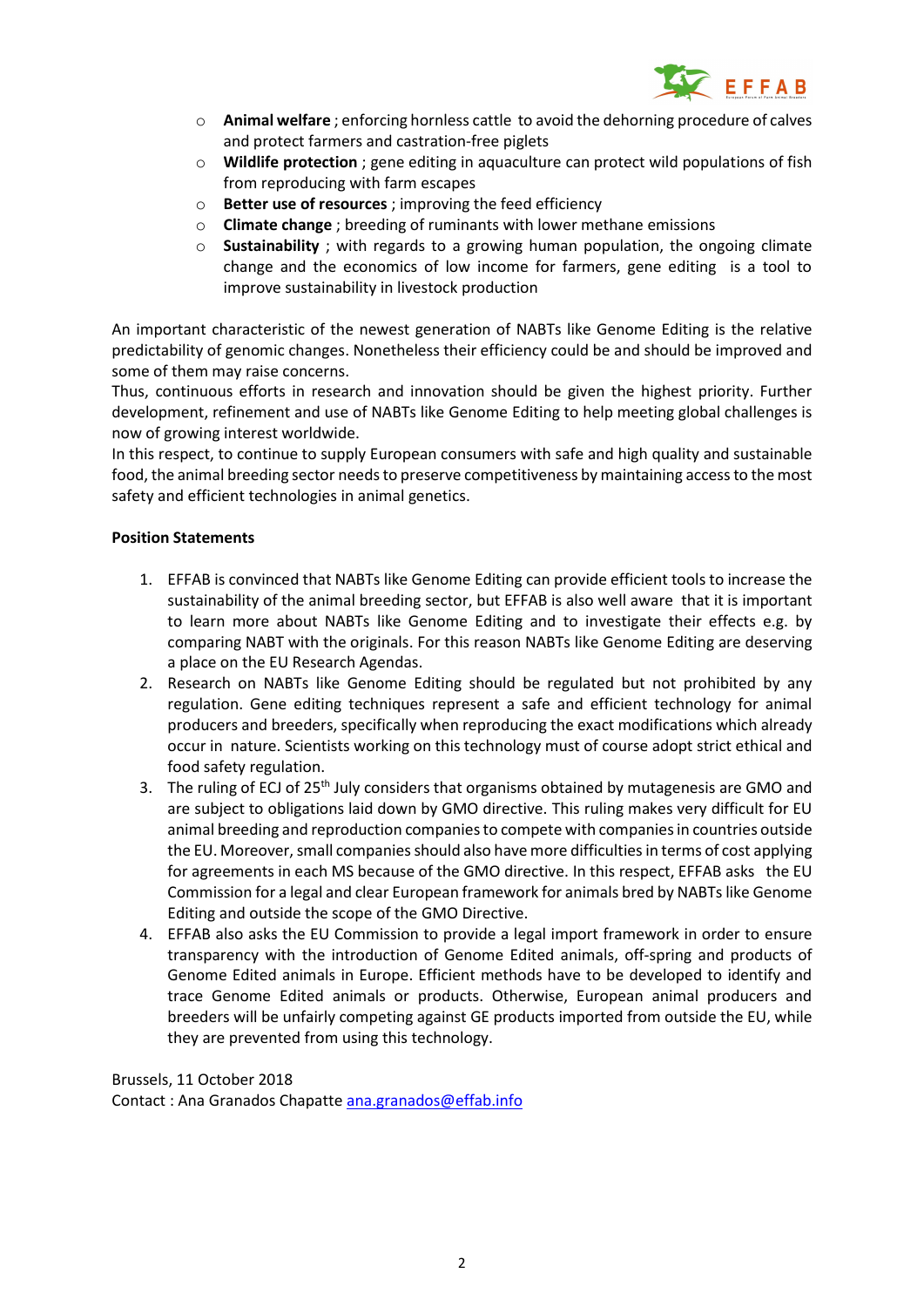- **Animal welfare** ; enforcing hornless cattle to avoid the dehorning procedure of calves and protect farmers and castration-free piglets
- **Wildlife protection** ; gene editing in aquaculture can protect wild populations of fish from reproducing with farm escapes
- **Better use of resources** ; improving the feed efficiency
- **Climate change** ; breeding of ruminants with lower methane emissions
- **Sustainability** ; with regards to a growing human population, the ongoing climate change and the economics of low income for farmers, gene editing is a tool to improve sustainability in livestock production

An important characteristic of the newest generation of NABTs like Genome Editing is the relative predictability of genomic changes. Nonetheless their efficiency could be and should be improved and some of them may raise concerns.
Thus, continuous efforts in research and innovation should be given the highest priority. Further development, refinement and use of NABTs like Genome Editing to help meeting global challenges is now of growing interest worldwide.
In this respect, to continue to supply European consumers with safe and high quality and sustainable food, the animal breeding sector needs to preserve competitiveness by maintaining access to the most safety and efficient technologies in animal genetics.

**Position Statements**

1. EFFAB is convinced that NABTs like Genome Editing can provide efficient tools to increase the sustainability of the animal breeding sector, but EFFAB is also well aware that it is important to learn more about NABTs like Genome Editing and to investigate their effects e.g. by comparing NABT with the originals. For this reason NABTs like Genome Editing are deserving a place on the EU Research Agendas.
2. Research on NABTs like Genome Editing should be regulated but not prohibited by any regulation. Gene editing techniques represent a safe and efficient technology for animal producers and breeders, specifically when reproducing the exact modifications which already occur in nature. Scientists working on this technology must of course adopt strict ethical and food safety regulation.
3. The ruling of ECJ of 25th July considers that organisms obtained by mutagenesis are GMO and are subject to obligations laid down by GMO directive. This ruling makes very difficult for EU animal breeding and reproduction companies to compete with companies in countries outside the EU. Moreover, small companies should also have more difficulties in terms of cost applying for agreements in each MS because of the GMO directive. In this respect, EFFAB asks the EU Commission for a legal and clear European framework for animals bred by NABTs like Genome Editing and outside the scope of the GMO Directive.
4. EFFAB also asks the EU Commission to provide a legal import framework in order to ensure transparency with the introduction of Genome Edited animals, off-spring and products of Genome Edited animals in Europe. Efficient methods have to be developed to identify and trace Genome Edited animals or products. Otherwise, European animal producers and breeders will be unfairly competing against GE products imported from outside the EU, while they are prevented from using this technology.

Brussels, 11 October 2018
Contact : Ana Granados Chapatte ana.granados@effab.info